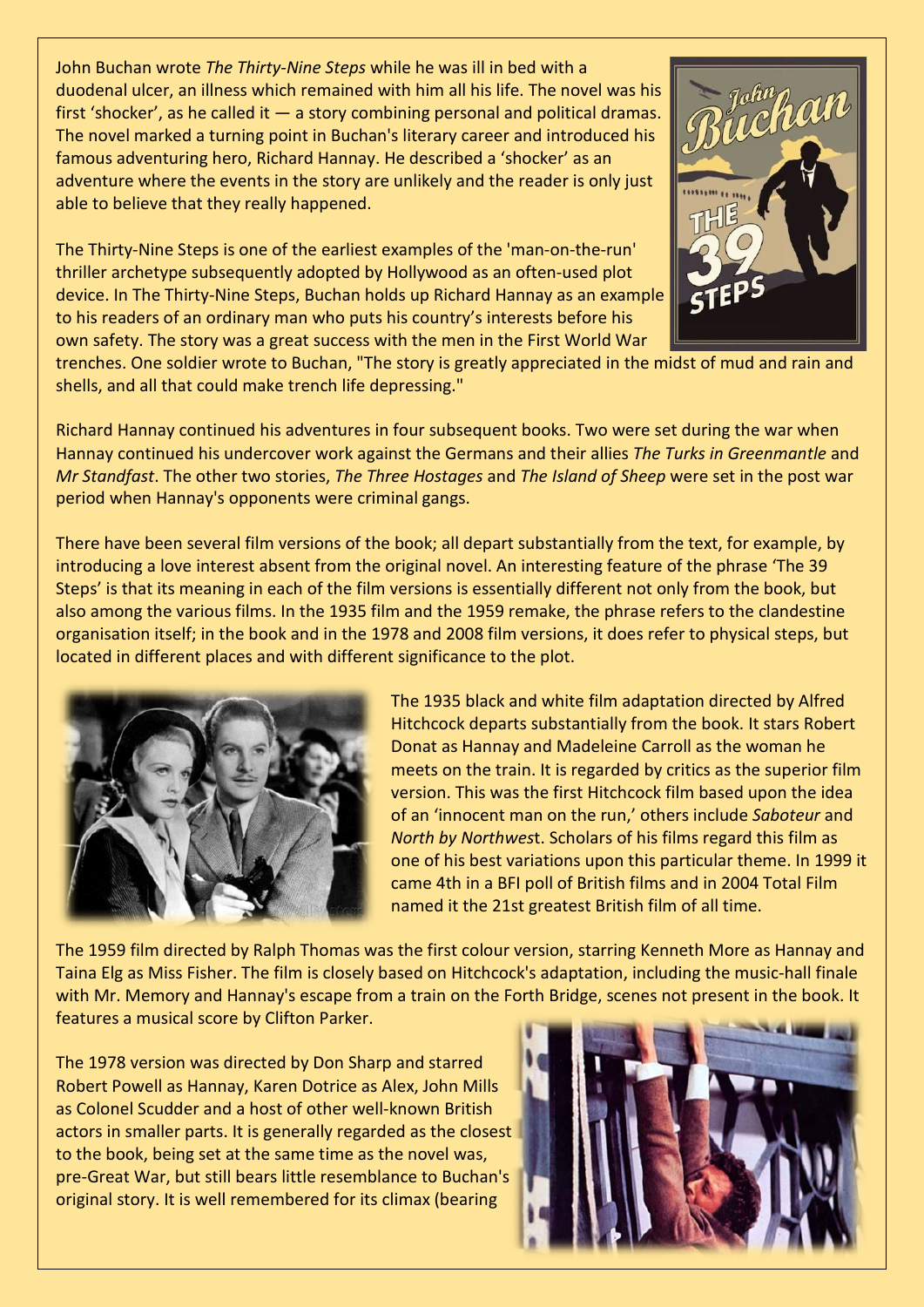John Buchan wrote *The Thirty-Nine Steps* while he was ill in bed with a duodenal ulcer, an illness which remained with him all his life. The novel was his first 'shocker', as he called it — a story combining personal and political dramas. The novel marked a turning point in Buchan's literary career and introduced his famous adventuring hero, Richard Hannay. He described a 'shocker' as an adventure where the events in the story are unlikely and the reader is only just able to believe that they really happened.

The Thirty-Nine Steps is one of the earliest examples of the 'man-on-the-run' thriller archetype subsequently adopted by Hollywood as an often-used plot device. In The Thirty-Nine Steps, Buchan holds up Richard Hannay as an example to his readers of an ordinary man who puts his country's interests before his own safety. The story was a great success with the men in the First World War trenches. One soldier wrote to Buchan, "The story is greatly appreciated in the midst of mud and rain and shells, and all that could make trench life depressing."

Richard Hannay continued his adventures in four subsequent books. Two were set during the war when Hannay continued his undercover work against the Germans and their allies *The Turks in Greenmantle* and *Mr Standfast*. The other two stories, *The Three Hostages* and *The Island of Sheep* were set in the post war period when Hannay's opponents were criminal gangs.

There have been several film versions of the book; all depart substantially from the text, for example, by introducing a love interest absent from the original novel. An interesting feature of the phrase 'The 39 Steps' is that its meaning in each of the film versions is essentially different not only from the book, but also among the various films. In the 1935 film and the 1959 remake, the phrase refers to the clandestine organisation itself; in the book and in the 1978 and 2008 film versions, it does refer to physical steps, but located in different places and with different significance to the plot.

The 1935 black and white film adaptation directed by Alfred Hitchcock departs substantially from the book. It stars Robert Donat as Hannay and Madeleine Carroll as the woman he meets on the train. It is regarded by critics as the superior film version. This was the first Hitchcock film based upon the idea of an 'innocent man on the run,' others include *Saboteur* and *North by Northwest*. Scholars of his films regard this film as one of his best variations upon this particular theme. In 1999 it came 4th in a BFI poll of British films and in 2004 Total Film named it the 21st greatest British film of all time.

The 1959 film directed by Ralph Thomas was the first colour version, starring Kenneth More as Hannay and Taina Elg as Miss Fisher. The film is closely based on Hitchcock's adaptation, including the music-hall finale with Mr. Memory and Hannay's escape from a train on the Forth Bridge, scenes not present in the book. It features a musical score by Clifton Parker.

The 1978 version was directed by Don Sharp and starred Robert Powell as Hannay, Karen Dotrice as Alex, John Mills as Colonel Scudder and a host of other well-known British actors in smaller parts. It is generally regarded as the closest to the book, being set at the same time as the novel was, pre-Great War, but still bears little resemblance to Buchan's original story. It is well remembered for its climax (bearing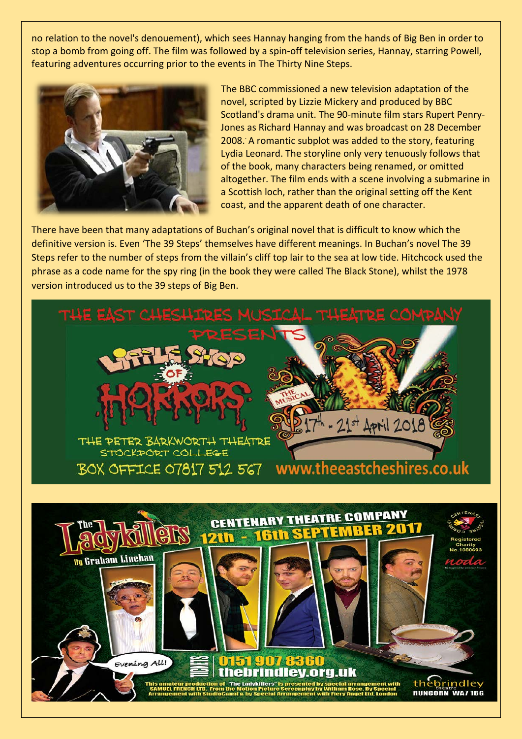no relation to the novel's denouement), which sees Hannay hanging from the hands of Big Ben in order to stop a bomb from going off. The film was followed by a spin-off television series, Hannay, starring Powell, featuring adventures occurring prior to the events in The Thirty Nine Steps.

The BBC commissioned a new television adaptation of the novel, scripted by Lizzie Mickery and produced by BBC Scotland's drama unit. The 90-minute film stars Rupert Penry-Jones as Richard Hannay and was broadcast on 28 December 2008. A romantic subplot was added to the story, featuring Lydia Leonard. The storyline only very tenuously follows that of the book, many characters being renamed, or omitted altogether. The film ends with a scene involving a submarine in a Scottish loch, rather than the original setting off the Kent coast, and the apparent death of one character.

There have been that many adaptations of Buchan's original novel that is difficult to know which the definitive version is. Even 'The 39 Steps' themselves have different meanings. In Buchan's novel The 39 Steps refer to the number of steps from the villain's cliff top lair to the sea at low tide. Hitchcock used the phrase as a code name for the spy ring (in the book they were called The Black Stone), whilst the 1978 version introduced us to the 39 steps of Big Ben.

THE EAST CHESHIRES MUSICAL THEATRE COMPANY PRESENTS

LITTLE SHOP OF HORRORS

THE MUSICAL

17th - 21st April 2018

THE PETER BARKWORTH THEATRE
STOCKPORT COLLEGE

BOX OFFICE 07817 512 567 www.theeastcheshires.co.uk

The Ladykillers
By Graham Linehan

CENTENARY THEATRE COMPANY
12th - 16th SEPTEMBER 2017

Registered Charity No.1080693

noda

Evening All!

TICKETS 0151 907 8360
thebrindley.org.uk

This amateur production of "The Ladykillers" is presented by special arrangement with SAMUEL FRENCH LTD. From the Motion Picture Screenplay by William Rose. By Special Arrangement with StudioCanal & by Special Arrangement with Fiery Angel Ltd. London

thebrindley theatre
RUNCORN WA7 1BG